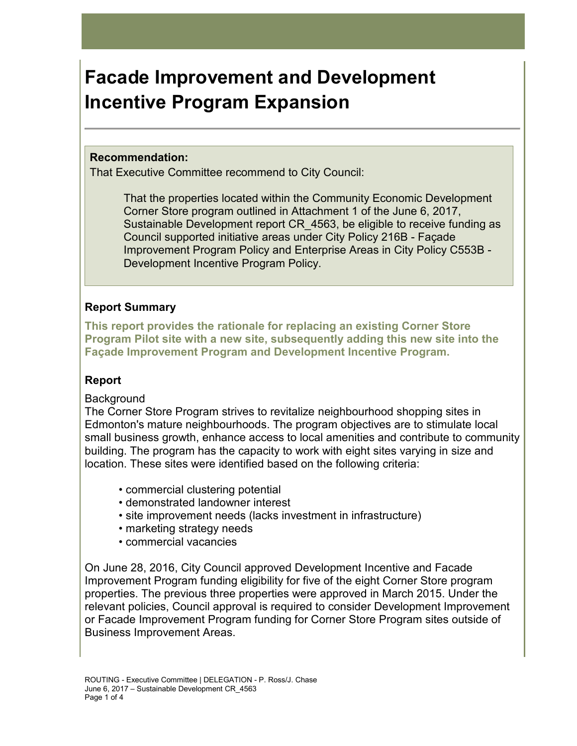# Facade Improvement and Development Incentive Program Expansion

**Recommendation:**

That Executive Committee recommend to City Council:

> That the properties located within the Community Economic Development Corner Store program outlined in Attachment 1 of the June 6, 2017, Sustainable Development report CR_4563, be eligible to receive funding as Council supported initiative areas under City Policy 216B - Façade Improvement Program Policy and Enterprise Areas in City Policy C553B - Development Incentive Program Policy.

## Report Summary

**This report provides the rationale for replacing an existing Corner Store Program Pilot site with a new site, subsequently adding this new site into the Façade Improvement Program and Development Incentive Program.**

## Report

Background

The Corner Store Program strives to revitalize neighbourhood shopping sites in Edmonton's mature neighbourhoods. The program objectives are to stimulate local small business growth, enhance access to local amenities and contribute to community building. The program has the capacity to work with eight sites varying in size and location. These sites were identified based on the following criteria:

- commercial clustering potential
- demonstrated landowner interest
- site improvement needs (lacks investment in infrastructure)
- marketing strategy needs
- commercial vacancies

On June 28, 2016, City Council approved Development Incentive and Facade Improvement Program funding eligibility for five of the eight Corner Store program properties. The previous three properties were approved in March 2015. Under the relevant policies, Council approval is required to consider Development Improvement or Facade Improvement Program funding for Corner Store Program sites outside of Business Improvement Areas.

ROUTING - Executive Committee | DELEGATION - P. Ross/J. Chase
June 6, 2017 – Sustainable Development CR_4563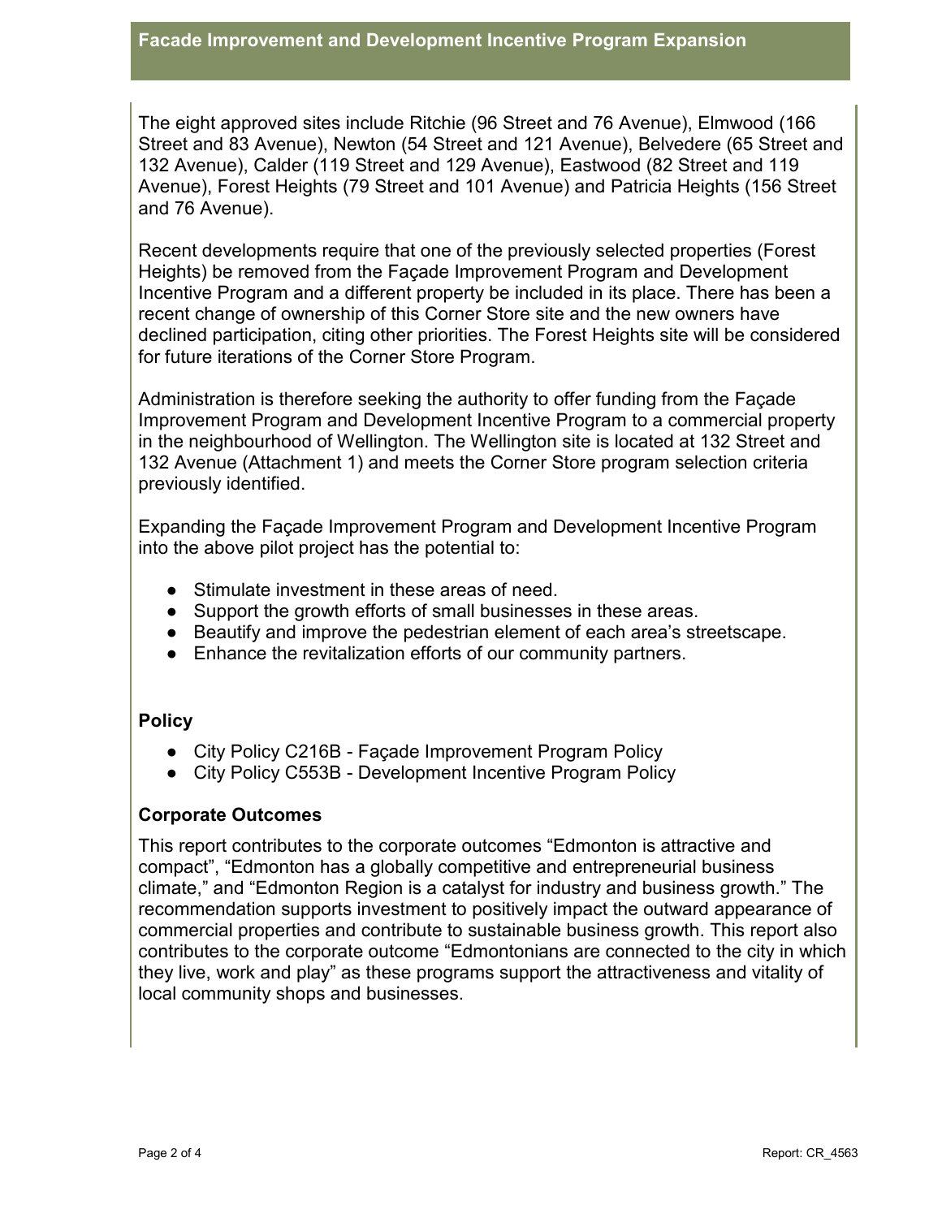## Facade Improvement and Development Incentive Program Expansion

The eight approved sites include Ritchie (96 Street and 76 Avenue), Elmwood (166 Street and 83 Avenue), Newton (54 Street and 121 Avenue), Belvedere (65 Street and 132 Avenue), Calder (119 Street and 129 Avenue), Eastwood (82 Street and 119 Avenue), Forest Heights (79 Street and 101 Avenue) and Patricia Heights (156 Street and 76 Avenue).

Recent developments require that one of the previously selected properties (Forest Heights) be removed from the Façade Improvement Program and Development Incentive Program and a different property be included in its place. There has been a recent change of ownership of this Corner Store site and the new owners have declined participation, citing other priorities. The Forest Heights site will be considered for future iterations of the Corner Store Program.

Administration is therefore seeking the authority to offer funding from the Façade Improvement Program and Development Incentive Program to a commercial property in the neighbourhood of Wellington. The Wellington site is located at 132 Street and 132 Avenue (Attachment 1) and meets the Corner Store program selection criteria previously identified.

Expanding the Façade Improvement Program and Development Incentive Program into the above pilot project has the potential to:

- Stimulate investment in these areas of need.
- Support the growth efforts of small businesses in these areas.
- Beautify and improve the pedestrian element of each area's streetscape.
- Enhance the revitalization efforts of our community partners.

### Policy

- City Policy C216B - Façade Improvement Program Policy
- City Policy C553B - Development Incentive Program Policy

### Corporate Outcomes

This report contributes to the corporate outcomes "Edmonton is attractive and compact", "Edmonton has a globally competitive and entrepreneurial business climate," and "Edmonton Region is a catalyst for industry and business growth." The recommendation supports investment to positively impact the outward appearance of commercial properties and contribute to sustainable business growth. This report also contributes to the corporate outcome "Edmontonians are connected to the city in which they live, work and play" as these programs support the attractiveness and vitality of local community shops and businesses.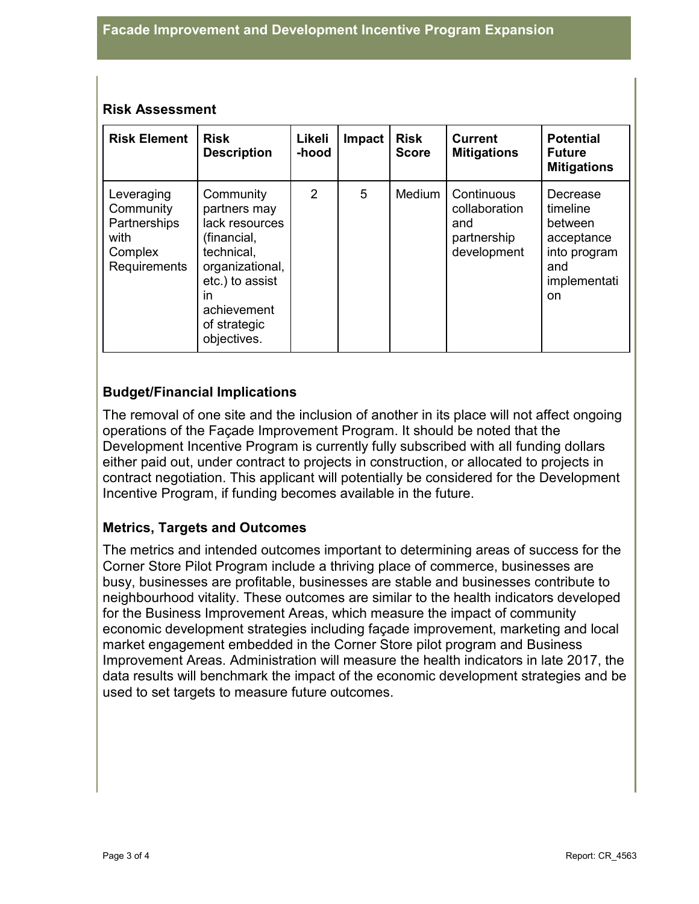## Risk Assessment

| Risk Element | Risk Description | Likeli-hood | Impact | Risk Score | Current Mitigations | Potential Future Mitigations |
|---|---|---|---|---|---|---|
| Leveraging Community Partnerships with Complex Requirements | Community partners may lack resources (financial, technical, organizational, etc.) to assist in achievement of strategic objectives. | 2 | 5 | Medium | Continuous collaboration and partnership development | Decrease timeline between acceptance into program and implementation |

## Budget/Financial Implications

The removal of one site and the inclusion of another in its place will not affect ongoing operations of the Façade Improvement Program. It should be noted that the Development Incentive Program is currently fully subscribed with all funding dollars either paid out, under contract to projects in construction, or allocated to projects in contract negotiation. This applicant will potentially be considered for the Development Incentive Program, if funding becomes available in the future.

## Metrics, Targets and Outcomes

The metrics and intended outcomes important to determining areas of success for the Corner Store Pilot Program include a thriving place of commerce, businesses are busy, businesses are profitable, businesses are stable and businesses contribute to neighbourhood vitality. These outcomes are similar to the health indicators developed for the Business Improvement Areas, which measure the impact of community economic development strategies including façade improvement, marketing and local market engagement embedded in the Corner Store pilot program and Business Improvement Areas. Administration will measure the health indicators in late 2017, the data results will benchmark the impact of the economic development strategies and be used to set targets to measure future outcomes.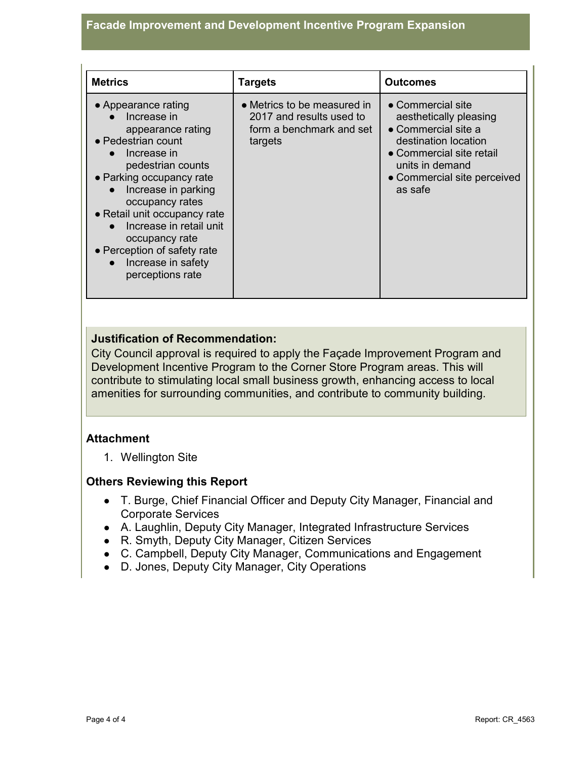| Metrics | Targets | Outcomes |
|---|---|---|
| • Appearance rating<br>  ◦ Increase in appearance rating<br>• Pedestrian count<br>  ◦ Increase in pedestrian counts<br>• Parking occupancy rate<br>  ◦ Increase in parking occupancy rates<br>• Retail unit occupancy rate<br>  ◦ Increase in retail unit occupancy rate<br>• Perception of safety rate<br>  ◦ Increase in safety perceptions rate | • Metrics to be measured in 2017 and results used to form a benchmark and set targets | • Commercial site aesthetically pleasing<br>• Commercial site a destination location<br>• Commercial site retail units in demand<br>• Commercial site perceived as safe |

**Justification of Recommendation:**

City Council approval is required to apply the Façade Improvement Program and Development Incentive Program to the Corner Store Program areas. This will contribute to stimulating local small business growth, enhancing access to local amenities for surrounding communities, and contribute to community building.

### Attachment

1. Wellington Site

### Others Reviewing this Report

- T. Burge, Chief Financial Officer and Deputy City Manager, Financial and Corporate Services
- A. Laughlin, Deputy City Manager, Integrated Infrastructure Services
- R. Smyth, Deputy City Manager, Citizen Services
- C. Campbell, Deputy City Manager, Communications and Engagement
- D. Jones, Deputy City Manager, City Operations